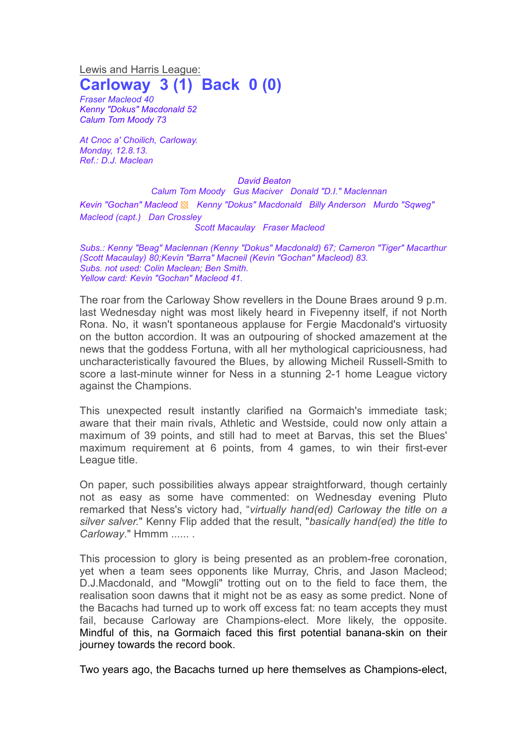Lewis and Harris League:

# Carloway 3 (1) Back 0 (0)

*Fraser Macleod 40*
*Kenny "Dokus" Macdonald 52*
*Calum Tom Moody 73*

*At Cnoc a' Choilich, Carloway.*
*Monday, 12.8.13.*
*Ref.: D.J. Maclean*

*David Beaton*
*Calum Tom Moody   Gus Maciver   Donald "D.I." Maclennan*
*Kevin "Gochan" Macleod ▧   Kenny "Dokus" Macdonald   Billy Anderson   Murdo "Sqweg" Macleod (capt.)   Dan Crossley*
*Scott Macaulay   Fraser Macleod*

*Subs.: Kenny "Beag" Maclennan (Kenny "Dokus" Macdonald) 67; Cameron "Tiger" Macarthur (Scott Macaulay) 80;Kevin "Barra" Macneil (Kevin "Gochan" Macleod) 83.*
*Subs. not used: Colin Maclean; Ben Smith.*
*Yellow card: Kevin "Gochan" Macleod 41.*

The roar from the Carloway Show revellers in the Doune Braes around 9 p.m. last Wednesday night was most likely heard in Fivepenny itself, if not North Rona. No, it wasn't spontaneous applause for Fergie Macdonald's virtuosity on the button accordion. It was an outpouring of shocked amazement at the news that the goddess Fortuna, with all her mythological capriciousness, had uncharacteristically favoured the Blues, by allowing Micheil Russell-Smith to score a last-minute winner for Ness in a stunning 2-1 home League victory against the Champions.

This unexpected result instantly clarified na Gormaich's immediate task; aware that their main rivals, Athletic and Westside, could now only attain a maximum of 39 points, and still had to meet at Barvas, this set the Blues' maximum requirement at 6 points, from 4 games, to win their first-ever League title.

On paper, such possibilities always appear straightforward, though certainly not as easy as some have commented: on Wednesday evening Pluto remarked that Ness's victory had, "*virtually hand(ed) Carloway the title on a silver salver.*" Kenny Flip added that the result, "*basically hand(ed) the title to Carloway*." Hmmm ...... .

This procession to glory is being presented as an problem-free coronation, yet when a team sees opponents like Murray, Chris, and Jason Macleod; D.J.Macdonald, and "Mowgli" trotting out on to the field to face them, the realisation soon dawns that it might not be as easy as some predict. None of the Bacachs had turned up to work off excess fat: no team accepts they must fail, because Carloway are Champions-elect. More likely, the opposite. Mindful of this, na Gormaich faced this first potential banana-skin on their journey towards the record book.

Two years ago, the Bacachs turned up here themselves as Champions-elect,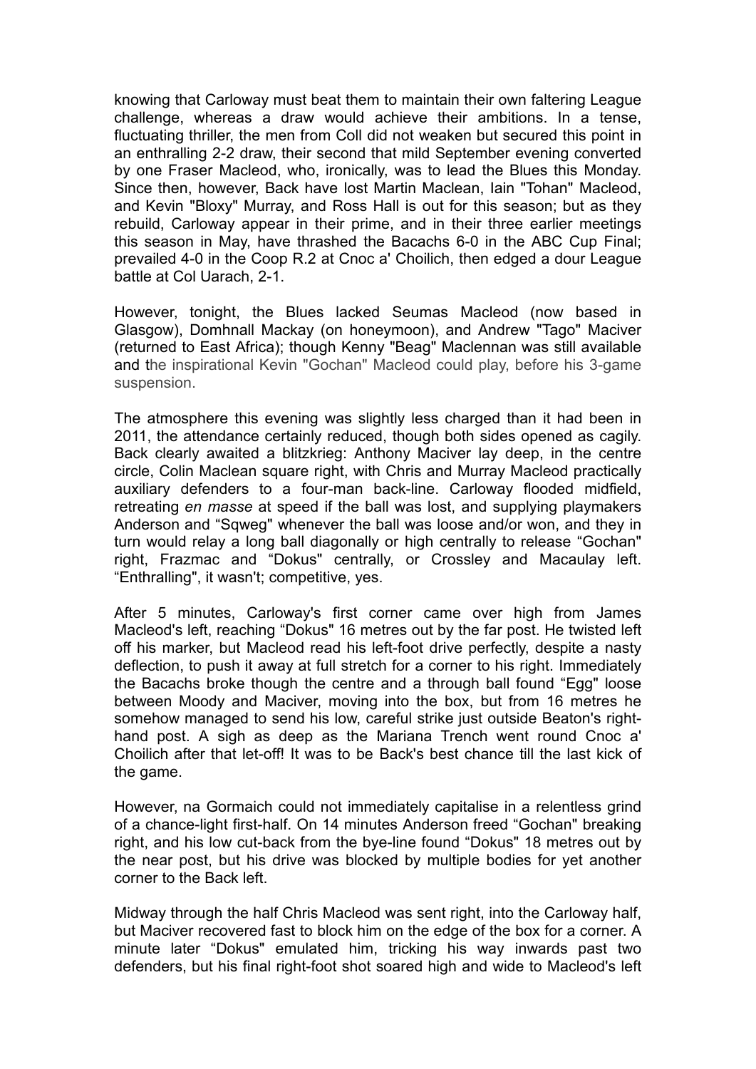knowing that Carloway must beat them to maintain their own faltering League challenge, whereas a draw would achieve their ambitions. In a tense, fluctuating thriller, the men from Coll did not weaken but secured this point in an enthralling 2-2 draw, their second that mild September evening converted by one Fraser Macleod, who, ironically, was to lead the Blues this Monday. Since then, however, Back have lost Martin Maclean, Iain "Tohan" Macleod, and Kevin "Bloxy" Murray, and Ross Hall is out for this season; but as they rebuild, Carloway appear in their prime, and in their three earlier meetings this season in May, have thrashed the Bacachs 6-0 in the ABC Cup Final; prevailed 4-0 in the Coop R.2 at Cnoc a' Choilich, then edged a dour League battle at Col Uarach, 2-1.

However, tonight, the Blues lacked Seumas Macleod (now based in Glasgow), Domhnall Mackay (on honeymoon), and Andrew "Tago" Maciver (returned to East Africa); though Kenny "Beag" Maclennan was still available and the inspirational Kevin "Gochan" Macleod could play, before his 3-game suspension.

The atmosphere this evening was slightly less charged than it had been in 2011, the attendance certainly reduced, though both sides opened as cagily. Back clearly awaited a blitzkrieg: Anthony Maciver lay deep, in the centre circle, Colin Maclean square right, with Chris and Murray Macleod practically auxiliary defenders to a four-man back-line. Carloway flooded midfield, retreating *en masse* at speed if the ball was lost, and supplying playmakers Anderson and "Sqweg" whenever the ball was loose and/or won, and they in turn would relay a long ball diagonally or high centrally to release "Gochan" right, Frazmac and "Dokus" centrally, or Crossley and Macaulay left. "Enthralling", it wasn't; competitive, yes.

After 5 minutes, Carloway's first corner came over high from James Macleod's left, reaching "Dokus" 16 metres out by the far post. He twisted left off his marker, but Macleod read his left-foot drive perfectly, despite a nasty deflection, to push it away at full stretch for a corner to his right. Immediately the Bacachs broke though the centre and a through ball found "Egg" loose between Moody and Maciver, moving into the box, but from 16 metres he somehow managed to send his low, careful strike just outside Beaton's right-hand post. A sigh as deep as the Mariana Trench went round Cnoc a' Choilich after that let-off! It was to be Back's best chance till the last kick of the game.

However, na Gormaich could not immediately capitalise in a relentless grind of a chance-light first-half. On 14 minutes Anderson freed "Gochan" breaking right, and his low cut-back from the bye-line found "Dokus" 18 metres out by the near post, but his drive was blocked by multiple bodies for yet another corner to the Back left.

Midway through the half Chris Macleod was sent right, into the Carloway half, but Maciver recovered fast to block him on the edge of the box for a corner. A minute later "Dokus" emulated him, tricking his way inwards past two defenders, but his final right-foot shot soared high and wide to Macleod's left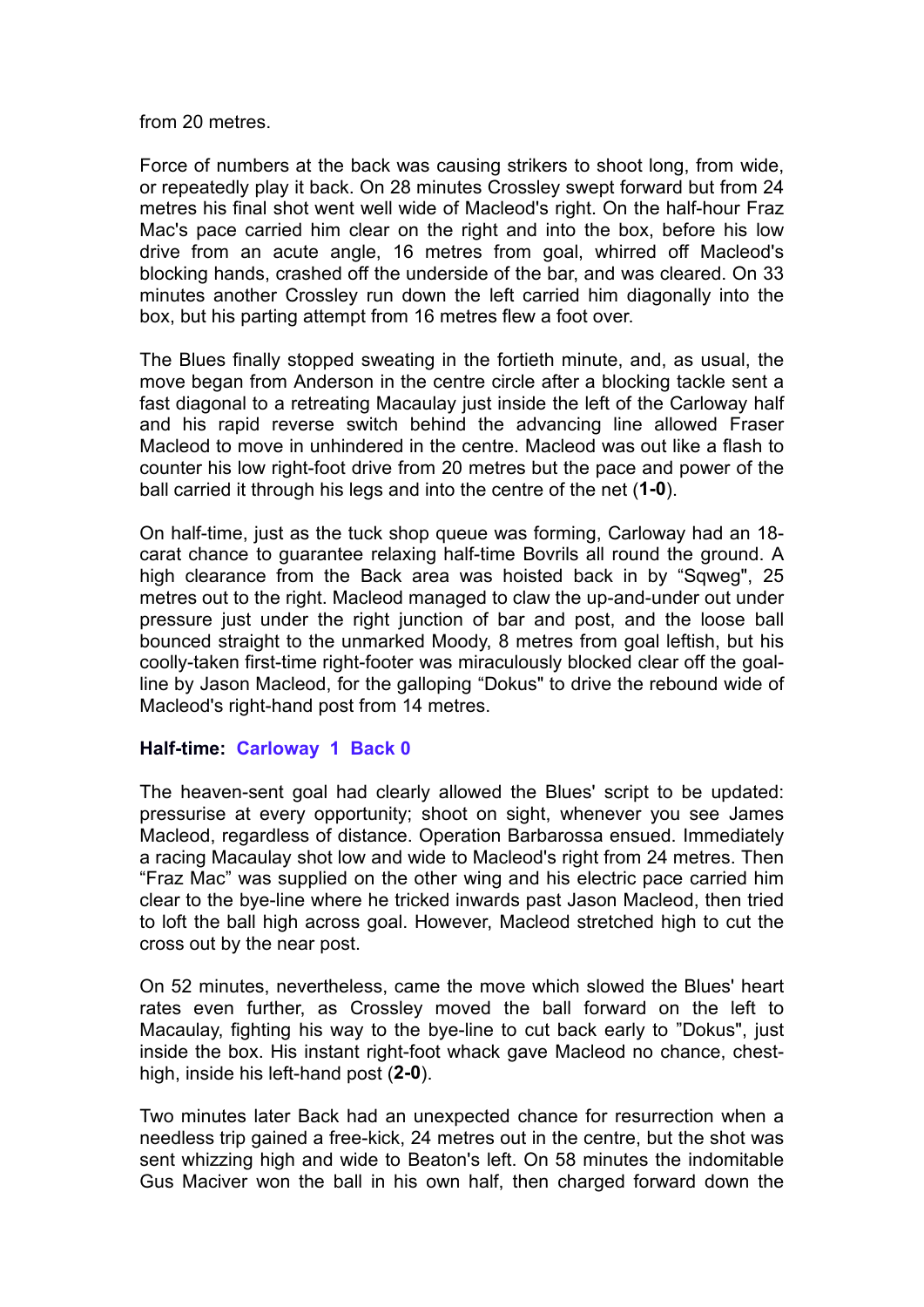from 20 metres.

Force of numbers at the back was causing strikers to shoot long, from wide, or repeatedly play it back. On 28 minutes Crossley swept forward but from 24 metres his final shot went well wide of Macleod's right. On the half-hour Fraz Mac's pace carried him clear on the right and into the box, before his low drive from an acute angle, 16 metres from goal, whirred off Macleod's blocking hands, crashed off the underside of the bar, and was cleared. On 33 minutes another Crossley run down the left carried him diagonally into the box, but his parting attempt from 16 metres flew a foot over.

The Blues finally stopped sweating in the fortieth minute, and, as usual, the move began from Anderson in the centre circle after a blocking tackle sent a fast diagonal to a retreating Macaulay just inside the left of the Carloway half and his rapid reverse switch behind the advancing line allowed Fraser Macleod to move in unhindered in the centre. Macleod was out like a flash to counter his low right-foot drive from 20 metres but the pace and power of the ball carried it through his legs and into the centre of the net (**1-0**).

On half-time, just as the tuck shop queue was forming, Carloway had an 18-carat chance to guarantee relaxing half-time Bovrils all round the ground. A high clearance from the Back area was hoisted back in by "Sqweg", 25 metres out to the right. Macleod managed to claw the up-and-under out under pressure just under the right junction of bar and post, and the loose ball bounced straight to the unmarked Moody, 8 metres from goal leftish, but his coolly-taken first-time right-footer was miraculously blocked clear off the goal-line by Jason Macleod, for the galloping "Dokus" to drive the rebound wide of Macleod's right-hand post from 14 metres.

**Half-time: Carloway 1 Back 0**

The heaven-sent goal had clearly allowed the Blues' script to be updated: pressurise at every opportunity; shoot on sight, whenever you see James Macleod, regardless of distance. Operation Barbarossa ensued. Immediately a racing Macaulay shot low and wide to Macleod's right from 24 metres. Then "Fraz Mac" was supplied on the other wing and his electric pace carried him clear to the bye-line where he tricked inwards past Jason Macleod, then tried to loft the ball high across goal. However, Macleod stretched high to cut the cross out by the near post.

On 52 minutes, nevertheless, came the move which slowed the Blues' heart rates even further, as Crossley moved the ball forward on the left to Macaulay, fighting his way to the bye-line to cut back early to "Dokus", just inside the box. His instant right-foot whack gave Macleod no chance, chest-high, inside his left-hand post (**2-0**).

Two minutes later Back had an unexpected chance for resurrection when a needless trip gained a free-kick, 24 metres out in the centre, but the shot was sent whizzing high and wide to Beaton's left. On 58 minutes the indomitable Gus Maciver won the ball in his own half, then charged forward down the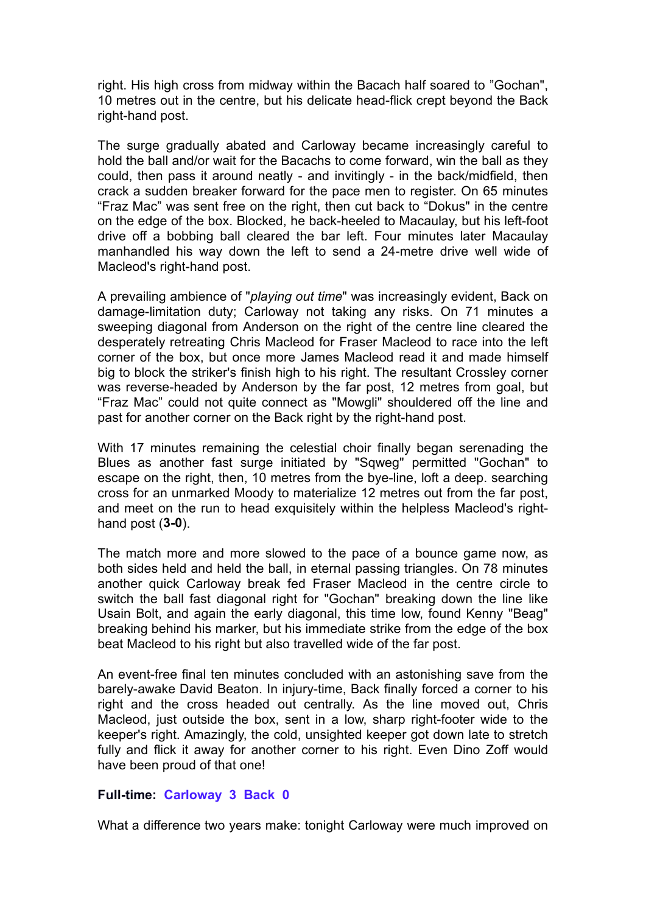right. His high cross from midway within the Bacach half soared to "Gochan", 10 metres out in the centre, but his delicate head-flick crept beyond the Back right-hand post.

The surge gradually abated and Carloway became increasingly careful to hold the ball and/or wait for the Bacachs to come forward, win the ball as they could, then pass it around neatly - and invitingly - in the back/midfield, then crack a sudden breaker forward for the pace men to register. On 65 minutes "Fraz Mac" was sent free on the right, then cut back to "Dokus" in the centre on the edge of the box. Blocked, he back-heeled to Macaulay, but his left-foot drive off a bobbing ball cleared the bar left. Four minutes later Macaulay manhandled his way down the left to send a 24-metre drive well wide of Macleod's right-hand post.

A prevailing ambience of "*playing out time*" was increasingly evident, Back on damage-limitation duty; Carloway not taking any risks. On 71 minutes a sweeping diagonal from Anderson on the right of the centre line cleared the desperately retreating Chris Macleod for Fraser Macleod to race into the left corner of the box, but once more James Macleod read it and made himself big to block the striker's finish high to his right. The resultant Crossley corner was reverse-headed by Anderson by the far post, 12 metres from goal, but "Fraz Mac" could not quite connect as "Mowgli" shouldered off the line and past for another corner on the Back right by the right-hand post.

With 17 minutes remaining the celestial choir finally began serenading the Blues as another fast surge initiated by "Sqweg" permitted "Gochan" to escape on the right, then, 10 metres from the bye-line, loft a deep. searching cross for an unmarked Moody to materialize 12 metres out from the far post, and meet on the run to head exquisitely within the helpless Macleod's right-hand post (**3-0**).

The match more and more slowed to the pace of a bounce game now, as both sides held and held the ball, in eternal passing triangles. On 78 minutes another quick Carloway break fed Fraser Macleod in the centre circle to switch the ball fast diagonal right for "Gochan" breaking down the line like Usain Bolt, and again the early diagonal, this time low, found Kenny "Beag" breaking behind his marker, but his immediate strike from the edge of the box beat Macleod to his right but also travelled wide of the far post.

An event-free final ten minutes concluded with an astonishing save from the barely-awake David Beaton. In injury-time, Back finally forced a corner to his right and the cross headed out centrally. As the line moved out, Chris Macleod, just outside the box, sent in a low, sharp right-footer wide to the keeper's right. Amazingly, the cold, unsighted keeper got down late to stretch fully and flick it away for another corner to his right. Even Dino Zoff would have been proud of that one!

**Full-time: Carloway 3 Back 0**

What a difference two years make: tonight Carloway were much improved on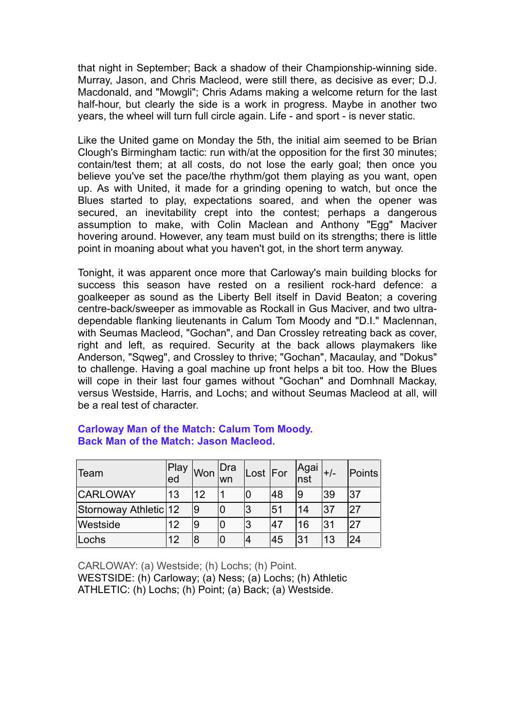that night in September; Back a shadow of their Championship-winning side. Murray, Jason, and Chris Macleod, were still there, as decisive as ever; D.J. Macdonald, and "Mowgli"; Chris Adams making a welcome return for the last half-hour, but clearly the side is a work in progress. Maybe in another two years, the wheel will turn full circle again. Life - and sport - is never static.

Like the United game on Monday the 5th, the initial aim seemed to be Brian Clough's Birmingham tactic: run with/at the opposition for the first 30 minutes; contain/test them; at all costs, do not lose the early goal; then once you believe you've set the pace/the rhythm/got them playing as you want, open up. As with United, it made for a grinding opening to watch, but once the Blues started to play, expectations soared, and when the opener was secured, an inevitability crept into the contest; perhaps a dangerous assumption to make, with Colin Maclean and Anthony "Egg" Maciver hovering around. However, any team must build on its strengths; there is little point in moaning about what you haven't got, in the short term anyway.

Tonight, it was apparent once more that Carloway's main building blocks for success this season have rested on a resilient rock-hard defence: a goalkeeper as sound as the Liberty Bell itself in David Beaton; a covering centre-back/sweeper as immovable as Rockall in Gus Maciver, and two ultra-dependable flanking lieutenants in Calum Tom Moody and "D.I." Maclennan, with Seumas Macleod, "Gochan", and Dan Crossley retreating back as cover, right and left, as required. Security at the back allows playmakers like Anderson, "Sqweg", and Crossley to thrive; "Gochan", Macaulay, and "Dokus" to challenge. Having a goal machine up front helps a bit too. How the Blues will cope in their last four games without "Gochan" and Domhnall Mackay, versus Westside, Harris, and Lochs; and without Seumas Macleod at all, will be a real test of character.

**Carloway Man of the Match: Calum Tom Moody.**
**Back Man of the Match: Jason Macleod.**

| Team | Played | Won | Drawn | Lost | For | Against | +/- | Points |
|---|---|---|---|---|---|---|---|---|
| CARLOWAY | 13 | 12 | 1 | 0 | 48 | 9 | 39 | 37 |
| Stornoway Athletic | 12 | 9 | 0 | 3 | 51 | 14 | 37 | 27 |
| Westside | 12 | 9 | 0 | 3 | 47 | 16 | 31 | 27 |
| Lochs | 12 | 8 | 0 | 4 | 45 | 31 | 13 | 24 |

CARLOWAY: (a) Westside; (h) Lochs; (h) Point.
WESTSIDE: (h) Carloway; (a) Ness; (a) Lochs; (h) Athletic
ATHLETIC: (h) Lochs; (h) Point; (a) Back; (a) Westside.